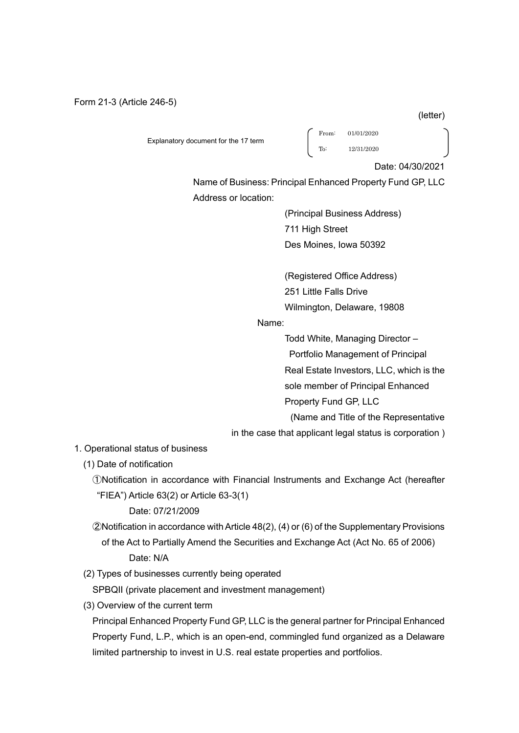Form 21-3 (Article 246-5)

(letter)

Explanatory document for the 17 term (From: 01/01/2020 To: 12/31/2020)

Date: 04/30/2021

Name of Business: Principal Enhanced Property Fund GP, LLC

Address or location:

(Principal Business Address)
711 High Street
Des Moines, Iowa 50392

(Registered Office Address)
251 Little Falls Drive
Wilmington, Delaware, 19808

Name:

Todd White, Managing Director – Portfolio Management of Principal Real Estate Investors, LLC, which is the sole member of Principal Enhanced Property Fund GP, LLC

(Name and Title of the Representative in the case that applicant legal status is corporation )

1. Operational status of business

(1) Date of notification

①Notification in accordance with Financial Instruments and Exchange Act (hereafter "FIEA") Article 63(2) or Article 63-3(1)

Date: 07/21/2009

②Notification in accordance with Article 48(2), (4) or (6) of the Supplementary Provisions of the Act to Partially Amend the Securities and Exchange Act (Act No. 65 of 2006)

Date: N/A

(2) Types of businesses currently being operated

SPBQII (private placement and investment management)

(3) Overview of the current term

Principal Enhanced Property Fund GP, LLC is the general partner for Principal Enhanced Property Fund, L.P., which is an open-end, commingled fund organized as a Delaware limited partnership to invest in U.S. real estate properties and portfolios.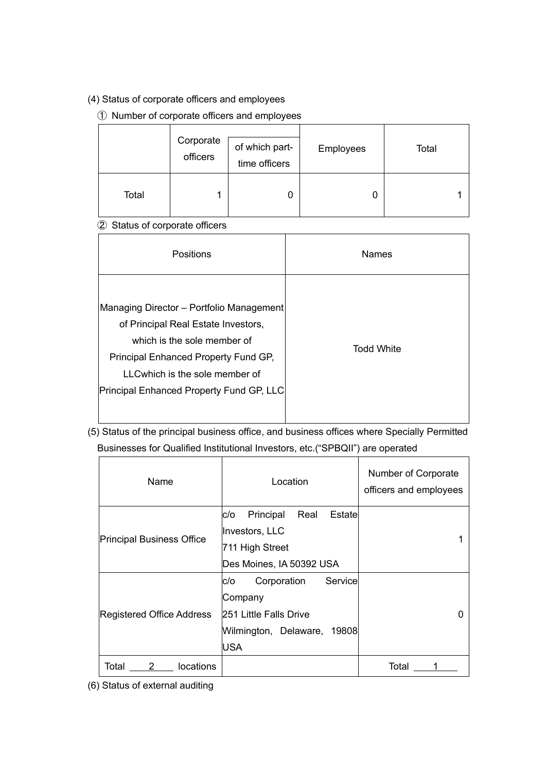(4) Status of corporate officers and employees

① Number of corporate officers and employees

| | Corporate officers | of which part-time officers | Employees | Total |
|---|---|---|---|---|
| Total | 1 | 0 | 0 | 1 |

② Status of corporate officers

| Positions | Names |
|---|---|
| Managing Director – Portfolio Management of Principal Real Estate Investors, which is the sole member of Principal Enhanced Property Fund GP, LLCwhich is the sole member of Principal Enhanced Property Fund GP, LLC | Todd White |

(5) Status of the principal business office, and business offices where Specially Permitted Businesses for Qualified Institutional Investors, etc.("SPBQII") are operated

| Name | Location | Number of Corporate officers and employees |
|---|---|---|
| Principal Business Office | c/o Principal Real Estate Investors, LLC<br>711 High Street<br>Des Moines, IA 50392 USA | 1 |
| Registered Office Address | c/o Corporation Service Company<br>251 Little Falls Drive<br>Wilmington, Delaware, 19808 USA | 0 |
| Total 2 locations | | Total 1 |

(6) Status of external auditing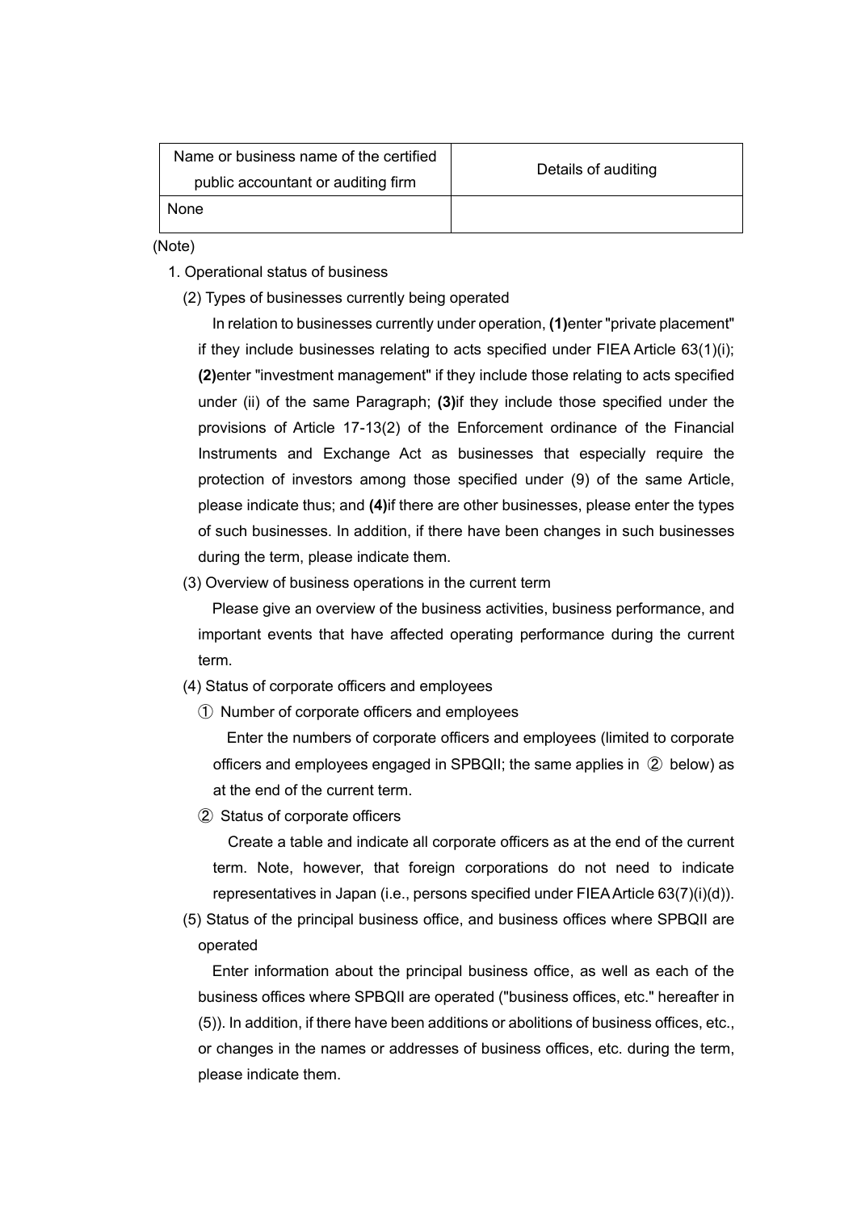| Name or business name of the certified public accountant or auditing firm | Details of auditing |
|---|---|
| None | |

(Note)

1. Operational status of business

(2) Types of businesses currently being operated

In relation to businesses currently under operation, **(1)**enter "private placement" if they include businesses relating to acts specified under FIEA Article 63(1)(i); **(2)**enter "investment management" if they include those relating to acts specified under (ii) of the same Paragraph; **(3)**if they include those specified under the provisions of Article 17-13(2) of the Enforcement ordinance of the Financial Instruments and Exchange Act as businesses that especially require the protection of investors among those specified under (9) of the same Article, please indicate thus; and **(4)**if there are other businesses, please enter the types of such businesses. In addition, if there have been changes in such businesses during the term, please indicate them.

(3) Overview of business operations in the current term

Please give an overview of the business activities, business performance, and important events that have affected operating performance during the current term.

(4) Status of corporate officers and employees

① Number of corporate officers and employees

Enter the numbers of corporate officers and employees (limited to corporate officers and employees engaged in SPBQII; the same applies in ② below) as at the end of the current term.

② Status of corporate officers

Create a table and indicate all corporate officers as at the end of the current term. Note, however, that foreign corporations do not need to indicate representatives in Japan (i.e., persons specified under FIEA Article 63(7)(i)(d)).

(5) Status of the principal business office, and business offices where SPBQII are operated

Enter information about the principal business office, as well as each of the business offices where SPBQII are operated ("business offices, etc." hereafter in (5)). In addition, if there have been additions or abolitions of business offices, etc., or changes in the names or addresses of business offices, etc. during the term, please indicate them.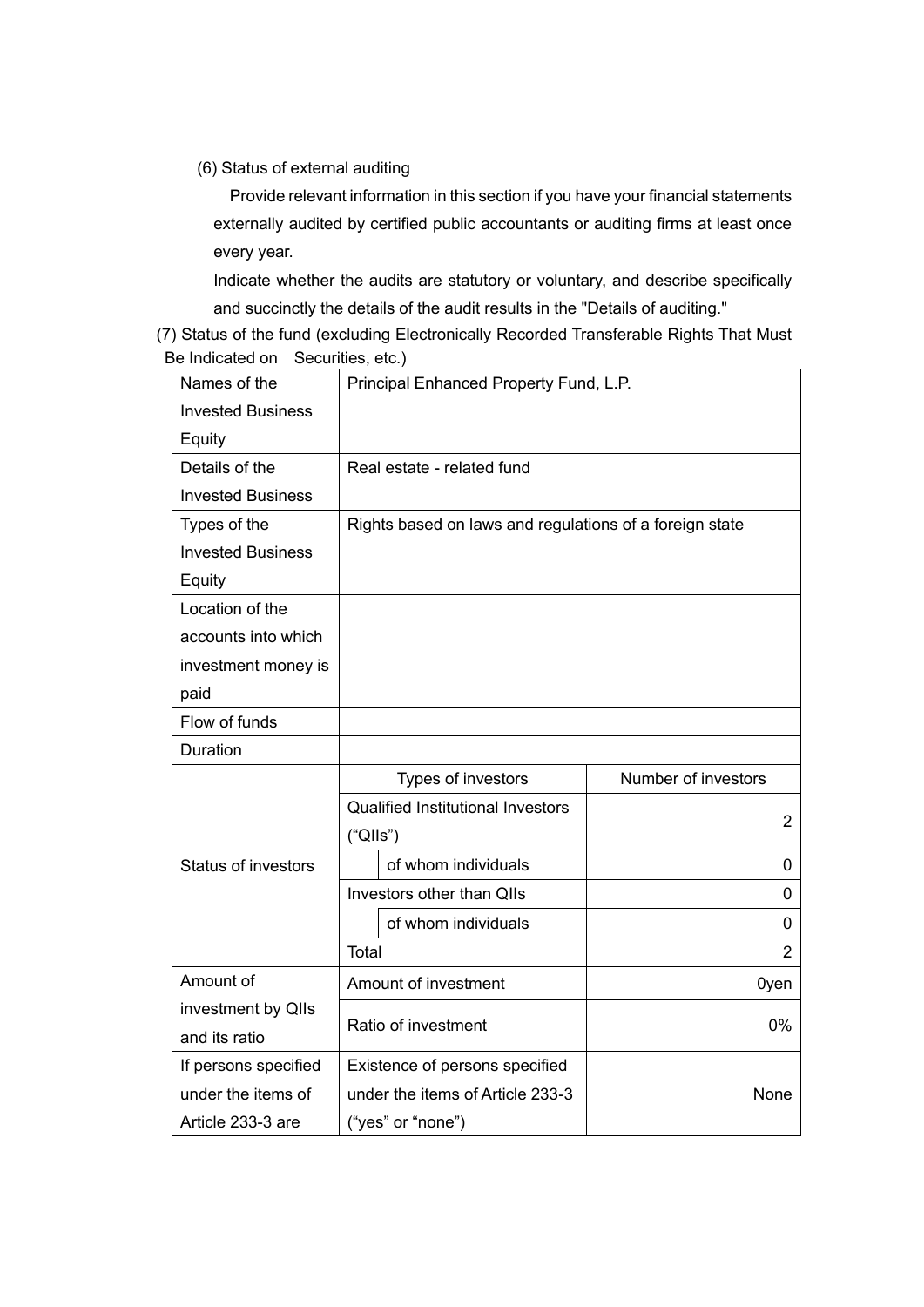(6) Status of external auditing

Provide relevant information in this section if you have your financial statements externally audited by certified public accountants or auditing firms at least once every year.

Indicate whether the audits are statutory or voluntary, and describe specifically and succinctly the details of the audit results in the "Details of auditing."

(7) Status of the fund (excluding Electronically Recorded Transferable Rights That Must Be Indicated on Securities, etc.)

| | | | |
|---|---|---|---|
| Names of the Invested Business Equity | Principal Enhanced Property Fund, L.P. | | |
| Details of the Invested Business | Real estate - related fund | | |
| Types of the Invested Business Equity | Rights based on laws and regulations of a foreign state | | |
| Location of the accounts into which investment money is paid | | | |
| Flow of funds | | | |
| Duration | | | |
| Status of investors | Types of investors | | Number of investors |
| | Qualified Institutional Investors ("QIIs") | | 2 |
| | | of whom individuals | 0 |
| | Investors other than QIIs | | 0 |
| | | of whom individuals | 0 |
| | Total | | 2 |
| Amount of investment by QIIs and its ratio | Amount of investment | | 0yen |
| | Ratio of investment | | 0% |
| If persons specified under the items of Article 233-3 are | Existence of persons specified under the items of Article 233-3 ("yes" or "none") | | None |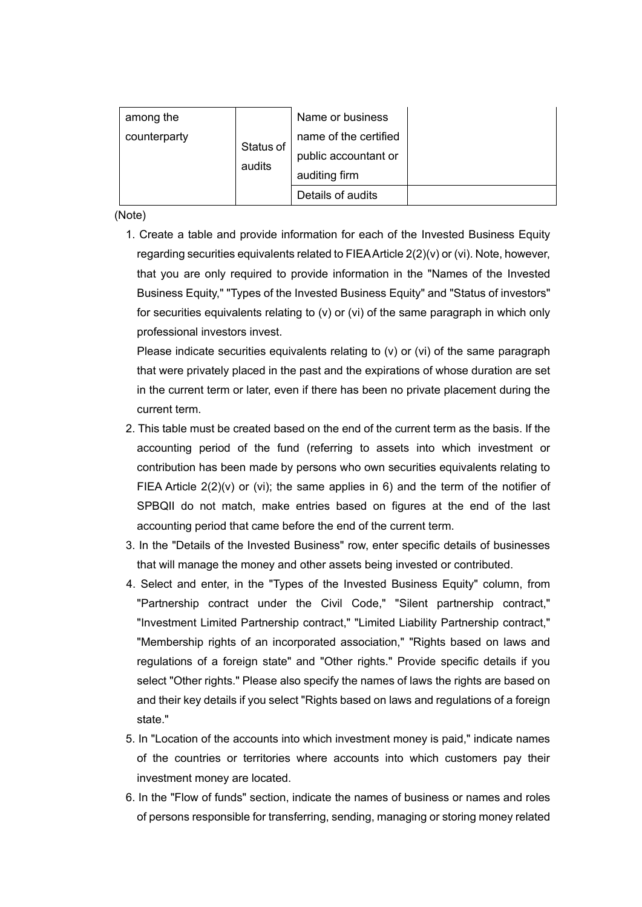| | | | |
|---|---|---|---|
| among the counterparty | Status of audits | Name or business name of the certified public accountant or auditing firm | |
| | | Details of audits | |

(Note)

1. Create a table and provide information for each of the Invested Business Equity regarding securities equivalents related to FIEA Article 2(2)(v) or (vi). Note, however, that you are only required to provide information in the "Names of the Invested Business Equity," "Types of the Invested Business Equity" and "Status of investors" for securities equivalents relating to (v) or (vi) of the same paragraph in which only professional investors invest.

   Please indicate securities equivalents relating to (v) or (vi) of the same paragraph that were privately placed in the past and the expirations of whose duration are set in the current term or later, even if there has been no private placement during the current term.

2. This table must be created based on the end of the current term as the basis. If the accounting period of the fund (referring to assets into which investment or contribution has been made by persons who own securities equivalents relating to FIEA Article 2(2)(v) or (vi); the same applies in 6) and the term of the notifier of SPBQII do not match, make entries based on figures at the end of the last accounting period that came before the end of the current term.

3. In the "Details of the Invested Business" row, enter specific details of businesses that will manage the money and other assets being invested or contributed.

4. Select and enter, in the "Types of the Invested Business Equity" column, from "Partnership contract under the Civil Code," "Silent partnership contract," "Investment Limited Partnership contract," "Limited Liability Partnership contract," "Membership rights of an incorporated association," "Rights based on laws and regulations of a foreign state" and "Other rights." Provide specific details if you select "Other rights." Please also specify the names of laws the rights are based on and their key details if you select "Rights based on laws and regulations of a foreign state."

5. In "Location of the accounts into which investment money is paid," indicate names of the countries or territories where accounts into which customers pay their investment money are located.

6. In the "Flow of funds" section, indicate the names of business or names and roles of persons responsible for transferring, sending, managing or storing money related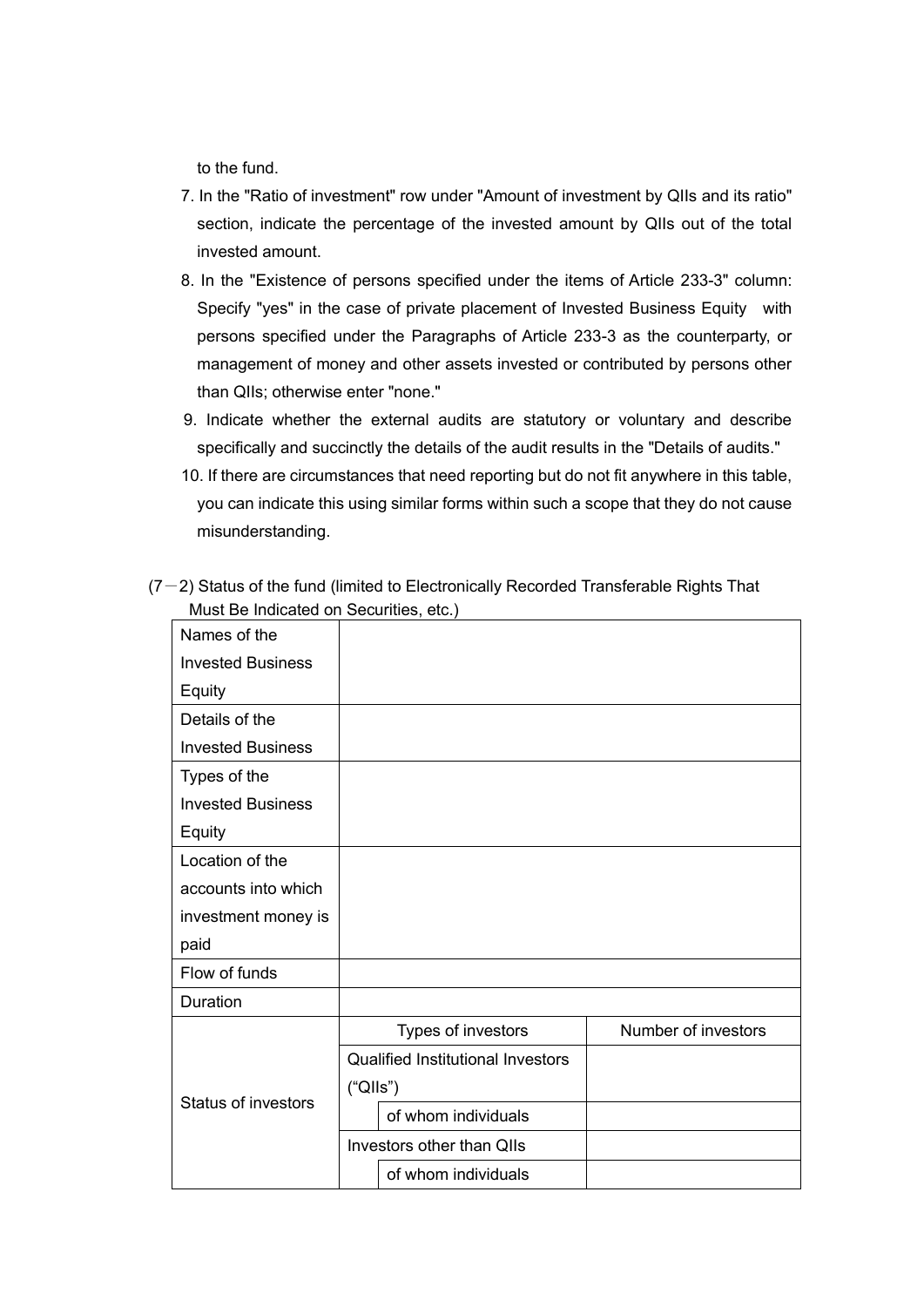to the fund.

7. In the "Ratio of investment" row under "Amount of investment by QIIs and its ratio" section, indicate the percentage of the invested amount by QIIs out of the total invested amount.
8. In the "Existence of persons specified under the items of Article 233-3" column: Specify "yes" in the case of private placement of Invested Business Equity with persons specified under the Paragraphs of Article 233-3 as the counterparty, or management of money and other assets invested or contributed by persons other than QIIs; otherwise enter "none."
9. Indicate whether the external audits are statutory or voluntary and describe specifically and succinctly the details of the audit results in the "Details of audits."
10. If there are circumstances that need reporting but do not fit anywhere in this table, you can indicate this using similar forms within such a scope that they do not cause misunderstanding.

(7－2) Status of the fund (limited to Electronically Recorded Transferable Rights That Must Be Indicated on Securities, etc.)

| | | | |
|---|---|---|---|
| Names of the Invested Business Equity | | | |
| Details of the Invested Business | | | |
| Types of the Invested Business Equity | | | |
| Location of the accounts into which investment money is paid | | | |
| Flow of funds | | | |
| Duration | | | |
| Status of investors | Types of investors | | Number of investors |
| | Qualified Institutional Investors (“QIIs”) | | |
| | | of whom individuals | |
| | Investors other than QIIs | | |
| | | of whom individuals | |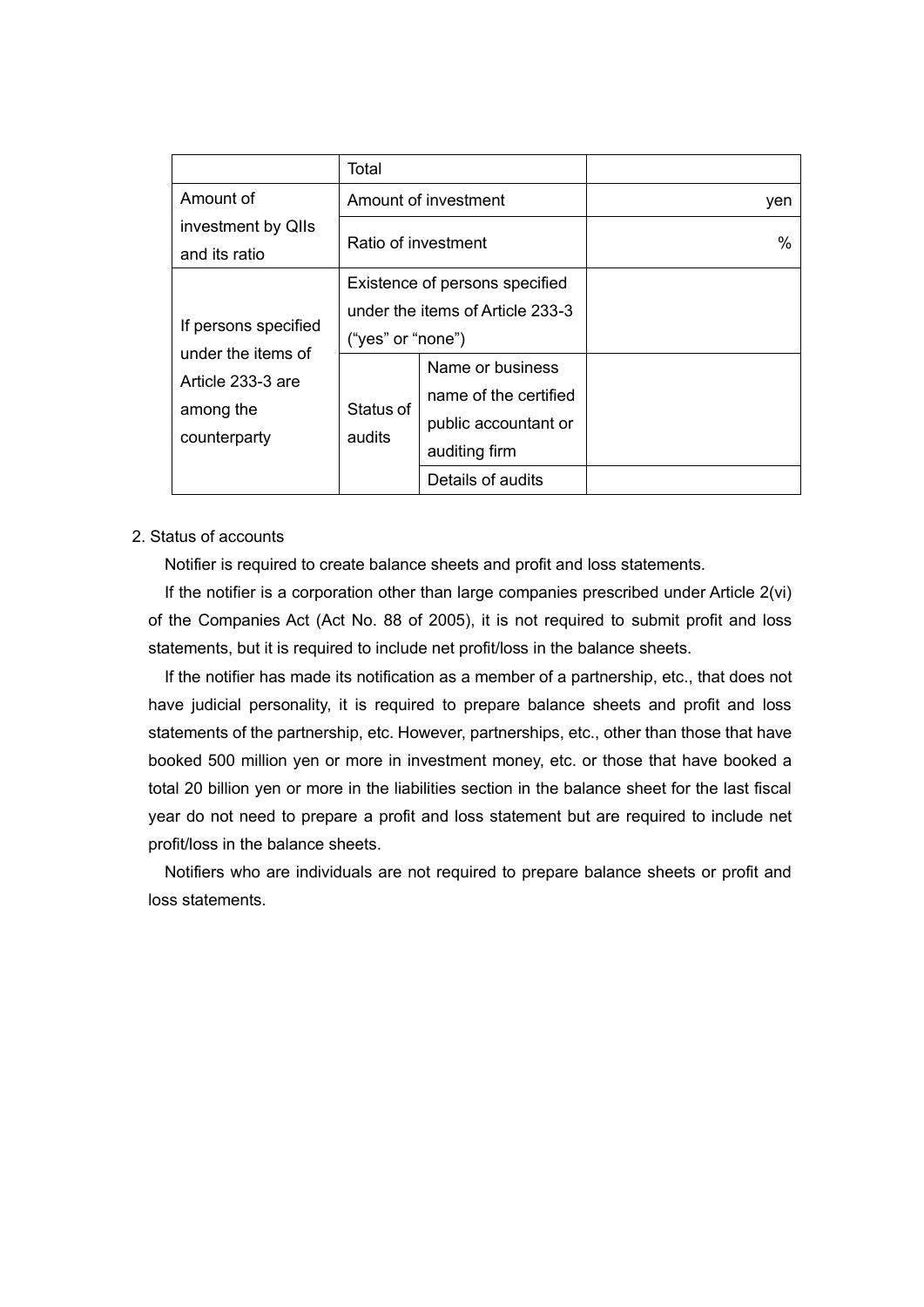| | | | |
|---|---|---|---|
| | Total | | |
| Amount of investment by QIIs and its ratio | Amount of investment | | yen |
| | Ratio of investment | | % |
| If persons specified under the items of Article 233-3 are among the counterparty | Existence of persons specified under the items of Article 233-3 (“yes” or “none”) | | |
| | Status of audits | Name or business name of the certified public accountant or auditing firm | |
| | | Details of audits | |

2. Status of accounts

Notifier is required to create balance sheets and profit and loss statements.

If the notifier is a corporation other than large companies prescribed under Article 2(vi) of the Companies Act (Act No. 88 of 2005), it is not required to submit profit and loss statements, but it is required to include net profit/loss in the balance sheets.

If the notifier has made its notification as a member of a partnership, etc., that does not have judicial personality, it is required to prepare balance sheets and profit and loss statements of the partnership, etc. However, partnerships, etc., other than those that have booked 500 million yen or more in investment money, etc. or those that have booked a total 20 billion yen or more in the liabilities section in the balance sheet for the last fiscal year do not need to prepare a profit and loss statement but are required to include net profit/loss in the balance sheets.

Notifiers who are individuals are not required to prepare balance sheets or profit and loss statements.